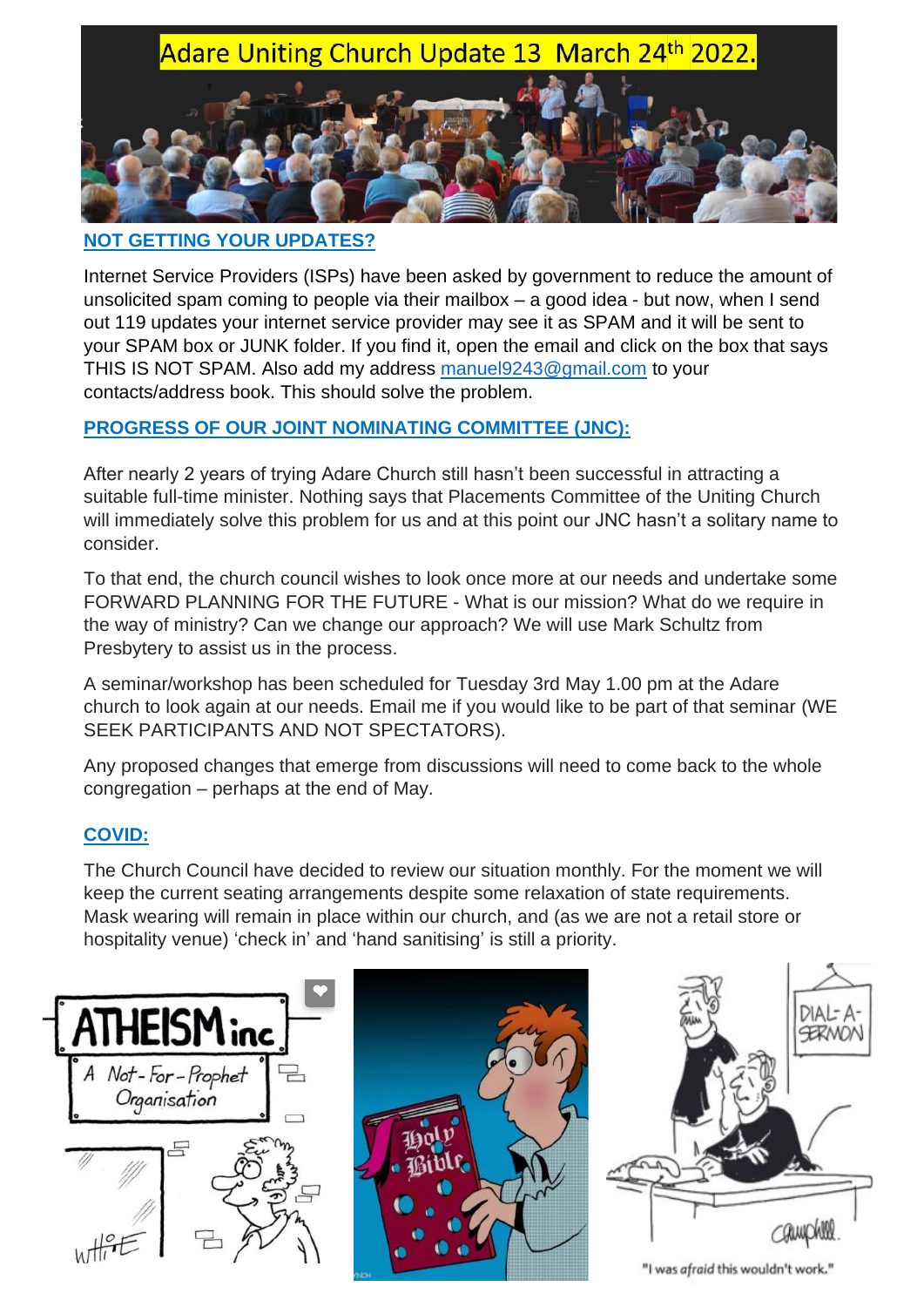# Adare Uniting Church Update 13 March 24th 2022.

## NOT GETTING YOUR UPDATES?

Internet Service Providers (ISPs) have been asked by government to reduce the amount of unsolicited spam coming to people via their mailbox – a good idea - but now, when I send out 119 updates your internet service provider may see it as SPAM and it will be sent to your SPAM box or JUNK folder. If you find it, open the email and click on the box that says THIS IS NOT SPAM. Also add my address manuel9243@gmail.com to your contacts/address book. This should solve the problem.

## PROGRESS OF OUR JOINT NOMINATING COMMITTEE (JNC):

After nearly 2 years of trying Adare Church still hasn't been successful in attracting a suitable full-time minister. Nothing says that Placements Committee of the Uniting Church will immediately solve this problem for us and at this point our JNC hasn't a solitary name to consider.

To that end, the church council wishes to look once more at our needs and undertake some FORWARD PLANNING FOR THE FUTURE - What is our mission? What do we require in the way of ministry? Can we change our approach? We will use Mark Schultz from Presbytery to assist us in the process.

A seminar/workshop has been scheduled for Tuesday 3rd May 1.00 pm at the Adare church to look again at our needs. Email me if you would like to be part of that seminar (WE SEEK PARTICIPANTS AND NOT SPECTATORS).

Any proposed changes that emerge from discussions will need to come back to the whole congregation – perhaps at the end of May.

## COVID:

The Church Council have decided to review our situation monthly. For the moment we will keep the current seating arrangements despite some relaxation of state requirements. Mask wearing will remain in place within our church, and (as we are not a retail store or hospitality venue) 'check in' and 'hand sanitising' is still a priority.

"I was *afraid* this wouldn't work."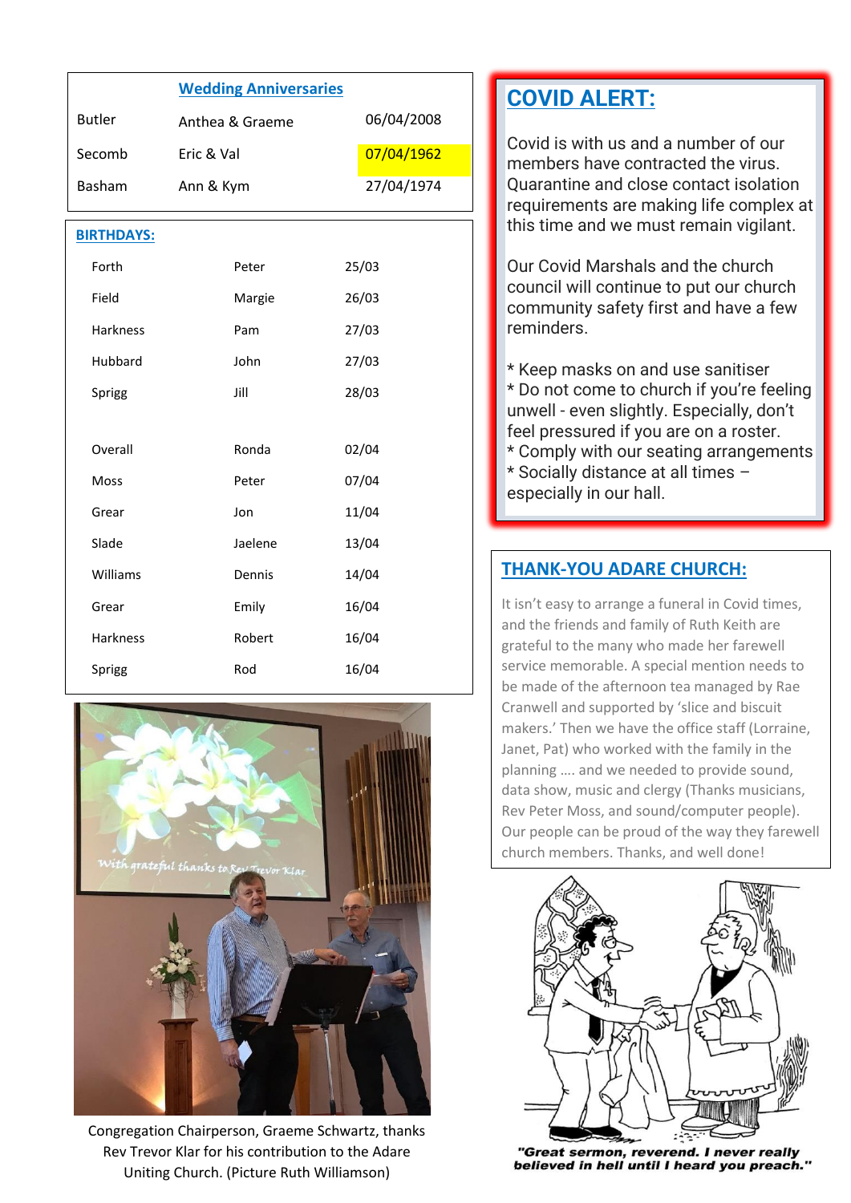## Wedding Anniversaries

| | | |
|---|---|---|
| Butler | Anthea & Graeme | 06/04/2008 |
| Secomb | Eric & Val | 07/04/1962 |
| Basham | Ann & Kym | 27/04/1974 |

## BIRTHDAYS:

| | | |
|---|---|---|
| Forth | Peter | 25/03 |
| Field | Margie | 26/03 |
| Harkness | Pam | 27/03 |
| Hubbard | John | 27/03 |
| Sprigg | Jill | 28/03 |
| | | |
| Overall | Ronda | 02/04 |
| Moss | Peter | 07/04 |
| Grear | Jon | 11/04 |
| Slade | Jaelene | 13/04 |
| Williams | Dennis | 14/04 |
| Grear | Emily | 16/04 |
| Harkness | Robert | 16/04 |
| Sprigg | Rod | 16/04 |

Congregation Chairperson, Graeme Schwartz, thanks Rev Trevor Klar for his contribution to the Adare Uniting Church. (Picture Ruth Williamson)

## COVID ALERT:

Covid is with us and a number of our members have contracted the virus. Quarantine and close contact isolation requirements are making life complex at this time and we must remain vigilant.

Our Covid Marshals and the church council will continue to put our church community safety first and have a few reminders.

* Keep masks on and use sanitiser
* Do not come to church if you're feeling unwell - even slightly. Especially, don't feel pressured if you are on a roster.
* Comply with our seating arrangements
* Socially distance at all times – especially in our hall.

## THANK-YOU ADARE CHURCH:

It isn't easy to arrange a funeral in Covid times, and the friends and family of Ruth Keith are grateful to the many who made her farewell service memorable. A special mention needs to be made of the afternoon tea managed by Rae Cranwell and supported by 'slice and biscuit makers.' Then we have the office staff (Lorraine, Janet, Pat) who worked with the family in the planning …. and we needed to provide sound, data show, music and clergy (Thanks musicians, Rev Peter Moss, and sound/computer people). Our people can be proud of the way they farewell church members. Thanks, and well done!

"Great sermon, reverend. I never really believed in hell until I heard you preach."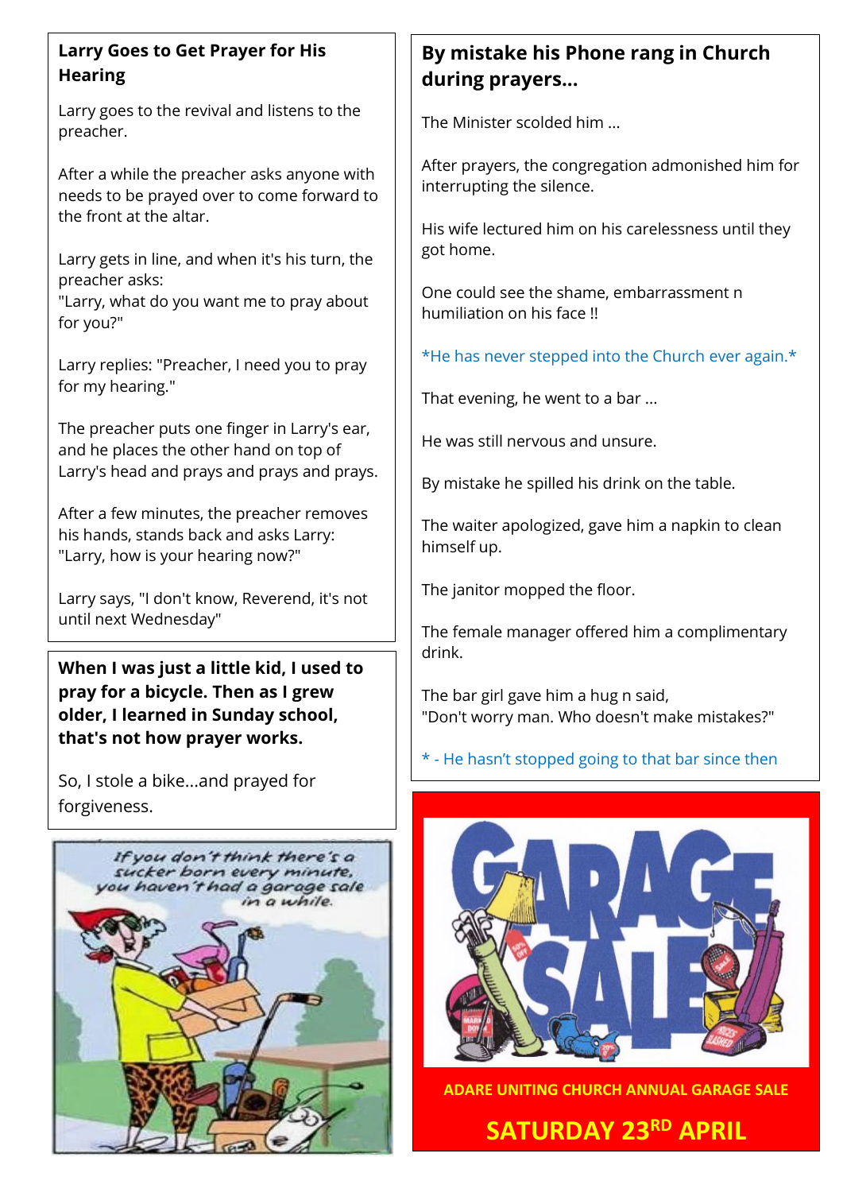## Larry Goes to Get Prayer for His Hearing

Larry goes to the revival and listens to the preacher.

After a while the preacher asks anyone with needs to be prayed over to come forward to the front at the altar.

Larry gets in line, and when it's his turn, the preacher asks:
"Larry, what do you want me to pray about for you?"

Larry replies: "Preacher, I need you to pray for my hearing."

The preacher puts one finger in Larry's ear, and he places the other hand on top of Larry's head and prays and prays and prays.

After a few minutes, the preacher removes his hands, stands back and asks Larry:
"Larry, how is your hearing now?"

Larry says, "I don't know, Reverend, it's not until next Wednesday"

**When I was just a little kid, I used to pray for a bicycle. Then as I grew older, I learned in Sunday school, that's not how prayer works.**

So, I stole a bike...and prayed for forgiveness.

If you don't think there's a sucker born every minute, you haven't had a garage sale in a while.

## By mistake his Phone rang in Church during prayers...

The Minister scolded him ...

After prayers, the congregation admonished him for interrupting the silence.

His wife lectured him on his carelessness until they got home.

One could see the shame, embarrassment n humiliation on his face !!

*He has never stepped into the Church ever again.*

That evening, he went to a bar ...

He was still nervous and unsure.

By mistake he spilled his drink on the table.

The waiter apologized, gave him a napkin to clean himself up.

The janitor mopped the floor.

The female manager offered him a complimentary drink.

The bar girl gave him a hug n said,
"Don't worry man. Who doesn't make mistakes?"

* - He hasn't stopped going to that bar since then

GARAGE SALE

**ADARE UNITING CHURCH ANNUAL GARAGE SALE**

**SATURDAY 23RD APRIL**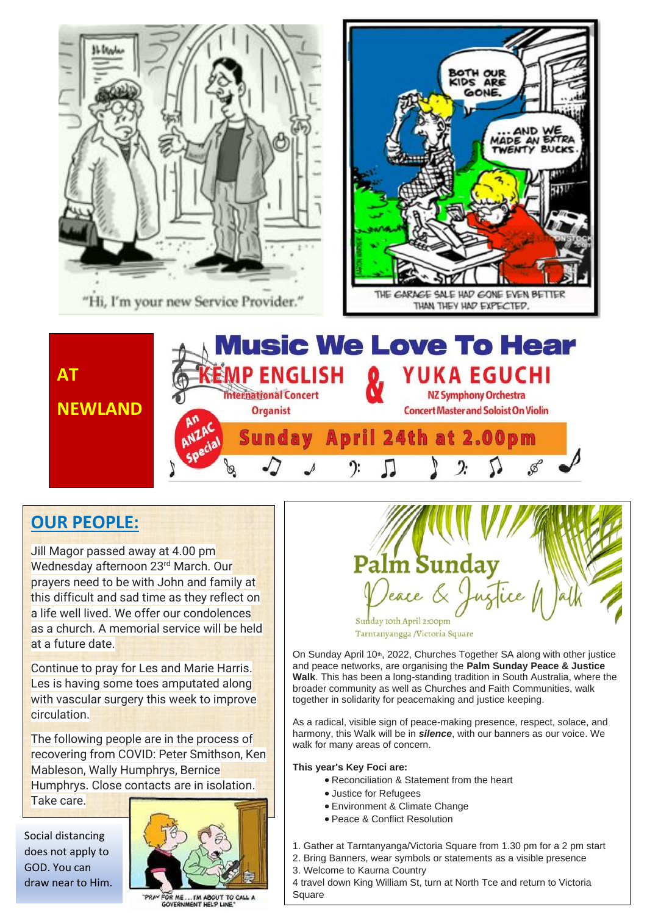"Hi, I'm your new Service Provider."

BOTH OUR KIDS ARE GONE.

...AND WE MADE AN EXTRA TWENTY BUCKS.

THE GARAGE SALE HAD GONE EVEN BETTER THAN THEY HAD EXPECTED.

**AT NEWLAND**

# Music We Love To Hear

**KEMP ENGLISH** International Concert Organist **&** **YUKA EGUCHI** NZ Symphony Orchestra Concert Master and Soloist On Violin

An ANZAC Special

**Sunday April 24th at 2.00pm**

## OUR PEOPLE:

Jill Magor passed away at 4.00 pm Wednesday afternoon 23rd March. Our prayers need to be with John and family at this difficult and sad time as they reflect on a life well lived. We offer our condolences as a church. A memorial service will be held at a future date.

Continue to pray for Les and Marie Harris. Les is having some toes amputated along with vascular surgery this week to improve circulation.

The following people are in the process of recovering from COVID: Peter Smithson, Ken Mableson, Wally Humphrys, Bernice Humphrys. Close contacts are in isolation. Take care.

Social distancing does not apply to GOD. You can draw near to Him.

"PRAY FOR ME ... I'M ABOUT TO CALL A GOVERNMENT HELP LINE."

## Palm Sunday Peace & Justice Walk

Sunday 10th April 2:00pm
Tarntanyangga /Victoria Square

On Sunday April 10th, 2022, Churches Together SA along with other justice and peace networks, are organising the **Palm Sunday Peace & Justice Walk**. This has been a long-standing tradition in South Australia, where the broader community as well as Churches and Faith Communities, walk together in solidarity for peacemaking and justice keeping.

As a radical, visible sign of peace-making presence, respect, solace, and harmony, this Walk will be in ***silence***, with our banners as our voice. We walk for many areas of concern.

**This year's Key Foci are:**

- Reconciliation & Statement from the heart
- Justice for Refugees
- Environment & Climate Change
- Peace & Conflict Resolution

1. Gather at Tarntanyanga/Victoria Square from 1.30 pm for a 2 pm start
2. Bring Banners, wear symbols or statements as a visible presence
3. Welcome to Kaurna Country
4 travel down King William St, turn at North Tce and return to Victoria Square